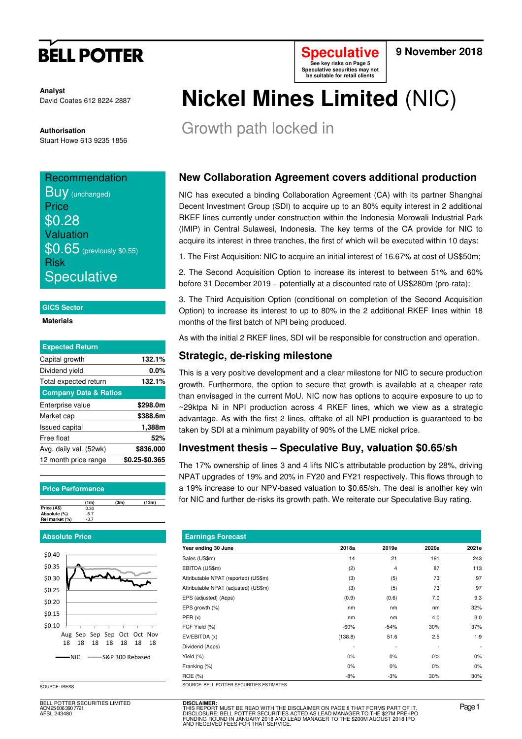BELL POTTER

**Speculative**
See key risks on Page 5
Speculative securities may not be suitable for retail clients

**9 November 2018**

**Analyst**
David Coates 612 8224 2887

**Authorisation**
Stuart Howe 613 9235 1856

# Nickel Mines Limited (NIC)

## Growth path locked in

Recommendation
**Buy** (unchanged)
Price
**$0.28**
Valuation
**$0.65** (previously $0.55)
Risk
**Speculative**

**GICS Sector**

**Materials**

| Expected Return | |
|---|---|
| Capital growth | 132.1% |
| Dividend yield | 0.0% |
| Total expected return | 132.1% |
| **Company Data & Ratios** | |
| Enterprise value | $298.0m |
| Market cap | $388.6m |
| Issued capital | 1,388m |
| Free float | 52% |
| Avg. daily val. (52wk) | $836,000 |
| 12 month price range | $0.25-$0.365 |

**Price Performance**

| | (1m) | (3m) | (12m) |
|---|---|---|---|
| Price (A$) | 0.30 | | |
| Absolute (%) | -6.7 | | |
| Rel market (%) | -3.7 | | |

**Absolute Price**

SOURCE: IRESS

### New Collaboration Agreement covers additional production

NIC has executed a binding Collaboration Agreement (CA) with its partner Shanghai Decent Investment Group (SDI) to acquire up to an 80% equity interest in 2 additional RKEF lines currently under construction within the Indonesia Morowali Industrial Park (IMIP) in Central Sulawesi, Indonesia. The key terms of the CA provide for NIC to acquire its interest in three tranches, the first of which will be executed within 10 days:

1. The First Acquisition: NIC to acquire an initial interest of 16.67% at cost of US$50m;
2. The Second Acquisition Option to increase its interest to between 51% and 60% before 31 December 2019 – potentially at a discounted rate of US$280m (pro-rata);
3. The Third Acquisition Option (conditional on completion of the Second Acquisition Option) to increase its interest to up to 80% in the 2 additional RKEF lines within 18 months of the first batch of NPI being produced.

As with the initial 2 RKEF lines, SDI will be responsible for construction and operation.

### Strategic, de-risking milestone

This is a very positive development and a clear milestone for NIC to secure production growth. Furthermore, the option to secure that growth is available at a cheaper rate than envisaged in the current MoU. NIC now has options to acquire exposure to up to ~29ktpa Ni in NPI production across 4 RKEF lines, which we view as a strategic advantage. As with the first 2 lines, offtake of all NPI production is guaranteed to be taken by SDI at a minimum payability of 90% of the LME nickel price.

### Investment thesis – Speculative Buy, valuation $0.65/sh

The 17% ownership of lines 3 and 4 lifts NIC's attributable production by 28%, driving NPAT upgrades of 19% and 20% in FY20 and FY21 respectively. This flows through to a 19% increase to our NPV-based valuation to $0.65/sh. The deal is another key win for NIC and further de-risks its growth path. We reiterate our Speculative Buy rating.

**Earnings Forecast**

| Year ending 30 June | 2018a | 2019e | 2020e | 2021e |
|---|---|---|---|---|
| Sales (US$m) | 14 | 21 | 191 | 243 |
| EBITDA (US$m) | (2) | 4 | 87 | 113 |
| Attributable NPAT (reported) (US$m) | (3) | (5) | 73 | 97 |
| Attributable NPAT (adjusted) (US$m) | (3) | (5) | 73 | 97 |
| EPS (adjusted) (A¢ps) | (0.9) | (0.6) | 7.0 | 9.3 |
| EPS growth (%) | nm | nm | nm | 32% |
| PER (x) | nm | nm | 4.0 | 3.0 |
| FCF Yield (%) | -60% | -54% | 30% | 37% |
| EV/EBITDA (x) | (138.8) | 51.6 | 2.5 | 1.9 |
| Dividend (A¢ps) | - | - | - | - |
| Yield (%) | 0% | 0% | 0% | 0% |
| Franking (%) | 0% | 0% | 0% | 0% |
| ROE (%) | -8% | -3% | 30% | 30% |

SOURCE: BELL POTTER SECURITIES ESTIMATES

BELL POTTER SECURITIES LIMITED
ACN 25 006 390 7721
AFSL 243480

**DISCLAIMER:**
THIS REPORT MUST BE READ WITH THE DISCLAIMER ON PAGE 8 THAT FORMS PART OF IT.
DISCLOSURE: BELL POTTER SECURITIES ACTED AS LEAD MANAGER TO THE $27M PRE-IPO FUNDING ROUND IN JANUARY 2018 AND LEAD MANAGER TO THE $200M AUGUST 2018 IPO AND RECEIVED FEES FOR THAT SERVICE.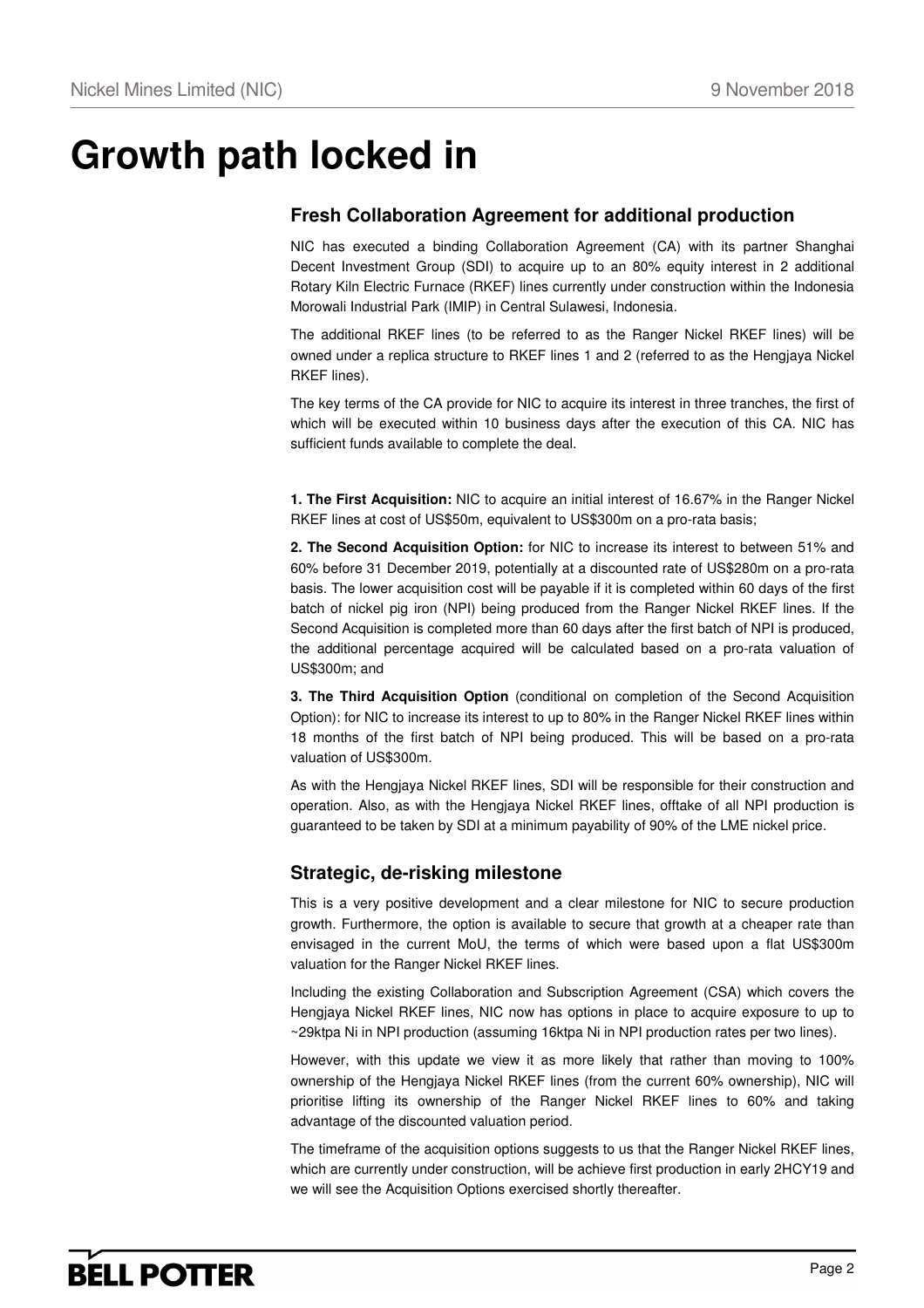# Growth path locked in

## Fresh Collaboration Agreement for additional production

NIC has executed a binding Collaboration Agreement (CA) with its partner Shanghai Decent Investment Group (SDI) to acquire up to an 80% equity interest in 2 additional Rotary Kiln Electric Furnace (RKEF) lines currently under construction within the Indonesia Morowali Industrial Park (IMIP) in Central Sulawesi, Indonesia.

The additional RKEF lines (to be referred to as the Ranger Nickel RKEF lines) will be owned under a replica structure to RKEF lines 1 and 2 (referred to as the Hengjaya Nickel RKEF lines).

The key terms of the CA provide for NIC to acquire its interest in three tranches, the first of which will be executed within 10 business days after the execution of this CA. NIC has sufficient funds available to complete the deal.

**1. The First Acquisition:** NIC to acquire an initial interest of 16.67% in the Ranger Nickel RKEF lines at cost of US$50m, equivalent to US$300m on a pro-rata basis;

**2. The Second Acquisition Option:** for NIC to increase its interest to between 51% and 60% before 31 December 2019, potentially at a discounted rate of US$280m on a pro-rata basis. The lower acquisition cost will be payable if it is completed within 60 days of the first batch of nickel pig iron (NPI) being produced from the Ranger Nickel RKEF lines. If the Second Acquisition is completed more than 60 days after the first batch of NPI is produced, the additional percentage acquired will be calculated based on a pro-rata valuation of US$300m; and

**3. The Third Acquisition Option** (conditional on completion of the Second Acquisition Option): for NIC to increase its interest to up to 80% in the Ranger Nickel RKEF lines within 18 months of the first batch of NPI being produced. This will be based on a pro-rata valuation of US$300m.

As with the Hengjaya Nickel RKEF lines, SDI will be responsible for their construction and operation. Also, as with the Hengjaya Nickel RKEF lines, offtake of all NPI production is guaranteed to be taken by SDI at a minimum payability of 90% of the LME nickel price.

## Strategic, de-risking milestone

This is a very positive development and a clear milestone for NIC to secure production growth. Furthermore, the option is available to secure that growth at a cheaper rate than envisaged in the current MoU, the terms of which were based upon a flat US$300m valuation for the Ranger Nickel RKEF lines.

Including the existing Collaboration and Subscription Agreement (CSA) which covers the Hengjaya Nickel RKEF lines, NIC now has options in place to acquire exposure to up to ~29ktpa Ni in NPI production (assuming 16ktpa Ni in NPI production rates per two lines).

However, with this update we view it as more likely that rather than moving to 100% ownership of the Hengjaya Nickel RKEF lines (from the current 60% ownership), NIC will prioritise lifting its ownership of the Ranger Nickel RKEF lines to 60% and taking advantage of the discounted valuation period.

The timeframe of the acquisition options suggests to us that the Ranger Nickel RKEF lines, which are currently under construction, will be achieve first production in early 2HCY19 and we will see the Acquisition Options exercised shortly thereafter.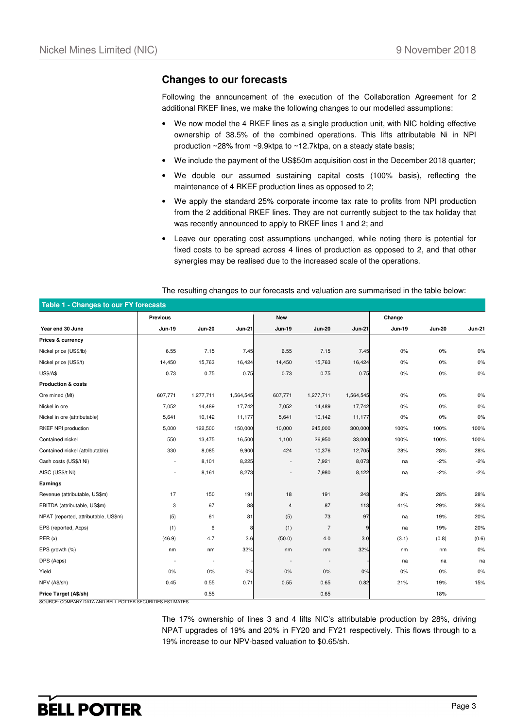## Changes to our forecasts

Following the announcement of the execution of the Collaboration Agreement for 2 additional RKEF lines, we make the following changes to our modelled assumptions:

- We now model the 4 RKEF lines as a single production unit, with NIC holding effective ownership of 38.5% of the combined operations. This lifts attributable Ni in NPI production ~28% from ~9.9ktpa to ~12.7ktpa, on a steady state basis;
- We include the payment of the US$50m acquisition cost in the December 2018 quarter;
- We double our assumed sustaining capital costs (100% basis), reflecting the maintenance of 4 RKEF production lines as opposed to 2;
- We apply the standard 25% corporate income tax rate to profits from NPI production from the 2 additional RKEF lines. They are not currently subject to the tax holiday that was recently announced to apply to RKEF lines 1 and 2; and
- Leave our operating cost assumptions unchanged, while noting there is potential for fixed costs to be spread across 4 lines of production as opposed to 2, and that other synergies may be realised due to the increased scale of the operations.

The resulting changes to our forecasts and valuation are summarised in the table below:

**Table 1 - Changes to our FY forecasts**

| | Previous | | | New | | | Change | | |
|---|---|---|---|---|---|---|---|---|---|
| **Year end 30 June** | **Jun-19** | **Jun-20** | **Jun-21** | **Jun-19** | **Jun-20** | **Jun-21** | **Jun-19** | **Jun-20** | **Jun-21** |
| **Prices & currency** | | | | | | | | | |
| Nickel price (US$/lb) | 6.55 | 7.15 | 7.45 | 6.55 | 7.15 | 7.45 | 0% | 0% | 0% |
| Nickel price (US$/t) | 14,450 | 15,763 | 16,424 | 14,450 | 15,763 | 16,424 | 0% | 0% | 0% |
| US$/A$ | 0.73 | 0.75 | 0.75 | 0.73 | 0.75 | 0.75 | 0% | 0% | 0% |
| **Production & costs** | | | | | | | | | |
| Ore mined (Mt) | 607,771 | 1,277,711 | 1,564,545 | 607,771 | 1,277,711 | 1,564,545 | 0% | 0% | 0% |
| Nickel in ore | 7,052 | 14,489 | 17,742 | 7,052 | 14,489 | 17,742 | 0% | 0% | 0% |
| Nickel in ore (attributable) | 5,641 | 10,142 | 11,177 | 5,641 | 10,142 | 11,177 | 0% | 0% | 0% |
| RKEF NPI production | 5,000 | 122,500 | 150,000 | 10,000 | 245,000 | 300,000 | 100% | 100% | 100% |
| Contained nickel | 550 | 13,475 | 16,500 | 1,100 | 26,950 | 33,000 | 100% | 100% | 100% |
| Contained nickel (attributable) | 330 | 8,085 | 9,900 | 424 | 10,376 | 12,705 | 28% | 28% | 28% |
| Cash costs (US$/t Ni) | - | 8,101 | 8,225 | - | 7,921 | 8,073 | na | -2% | -2% |
| AISC (US$/t Ni) | - | 8,161 | 8,273 | - | 7,980 | 8,122 | na | -2% | -2% |
| **Earnings** | | | | | | | | | |
| Revenue (attributable, US$m) | 17 | 150 | 191 | 18 | 191 | 243 | 8% | 28% | 28% |
| EBITDA (attributable, US$m) | 3 | 67 | 88 | 4 | 87 | 113 | 41% | 29% | 28% |
| NPAT (reported, attributable, US$m) | (5) | 61 | 81 | (5) | 73 | 97 | na | 19% | 20% |
| EPS (reported, Acps) | (1) | 6 | 8 | (1) | 7 | 9 | na | 19% | 20% |
| PER (x) | (46.9) | 4.7 | 3.6 | (50.0) | 4.0 | 3.0 | (3.1) | (0.8) | (0.6) |
| EPS growth (%) | nm | nm | 32% | nm | nm | 32% | nm | nm | 0% |
| DPS (Acps) | - | - | - | - | - | - | na | na | na |
| Yield | 0% | 0% | 0% | 0% | 0% | 0% | 0% | 0% | 0% |
| NPV (A$/sh) | 0.45 | 0.55 | 0.71 | 0.55 | 0.65 | 0.82 | 21% | 19% | 15% |
| **Price Target (A$/sh)** | | 0.55 | | | 0.65 | | | 18% | |

SOURCE: COMPANY DATA AND BELL POTTER SECURITIES ESTIMATES

The 17% ownership of lines 3 and 4 lifts NIC's attributable production by 28%, driving NPAT upgrades of 19% and 20% in FY20 and FY21 respectively. This flows through to a 19% increase to our NPV-based valuation to $0.65/sh.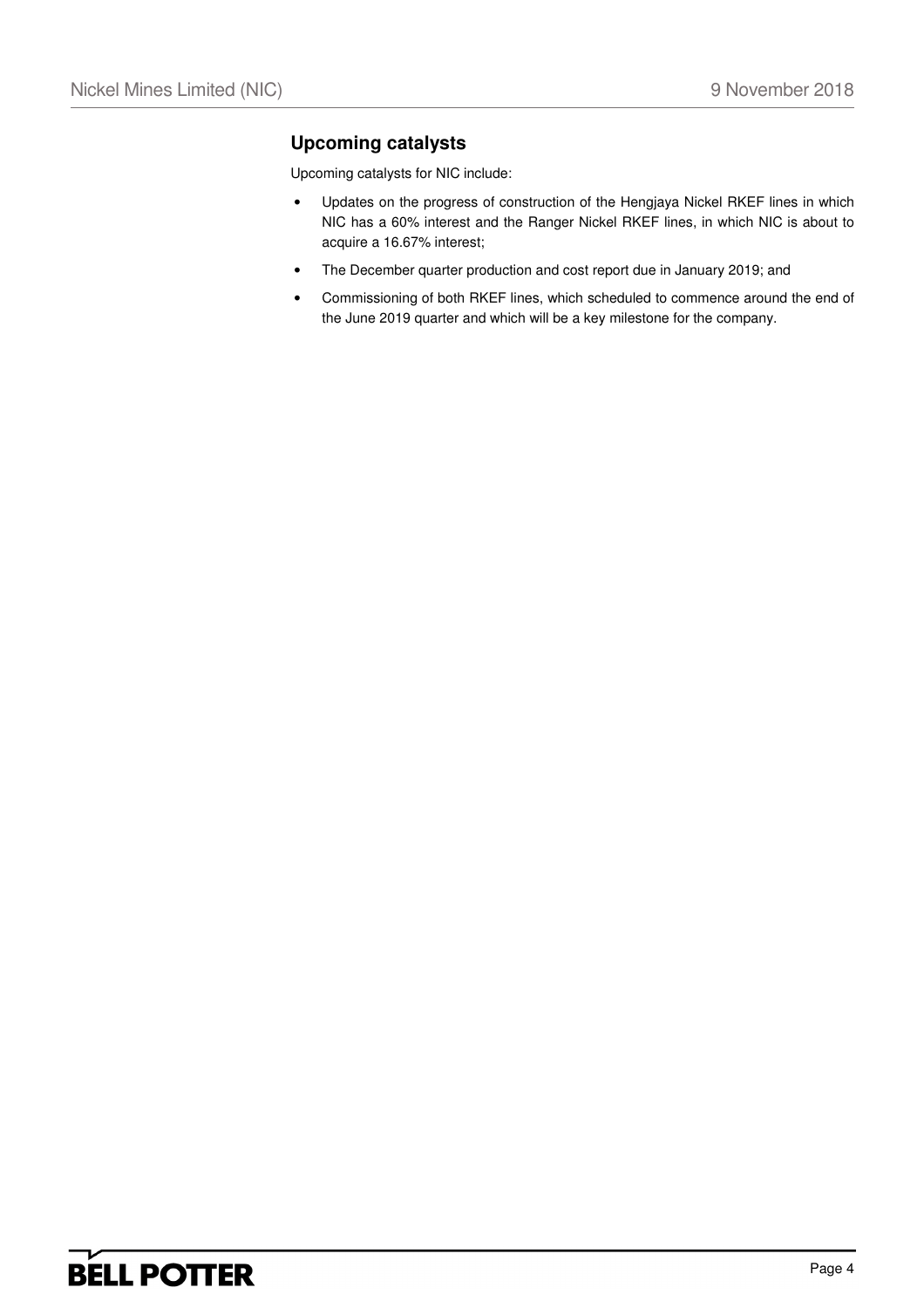## Upcoming catalysts

Upcoming catalysts for NIC include:

- Updates on the progress of construction of the Hengjaya Nickel RKEF lines in which NIC has a 60% interest and the Ranger Nickel RKEF lines, in which NIC is about to acquire a 16.67% interest;
- The December quarter production and cost report due in January 2019; and
- Commissioning of both RKEF lines, which scheduled to commence around the end of the June 2019 quarter and which will be a key milestone for the company.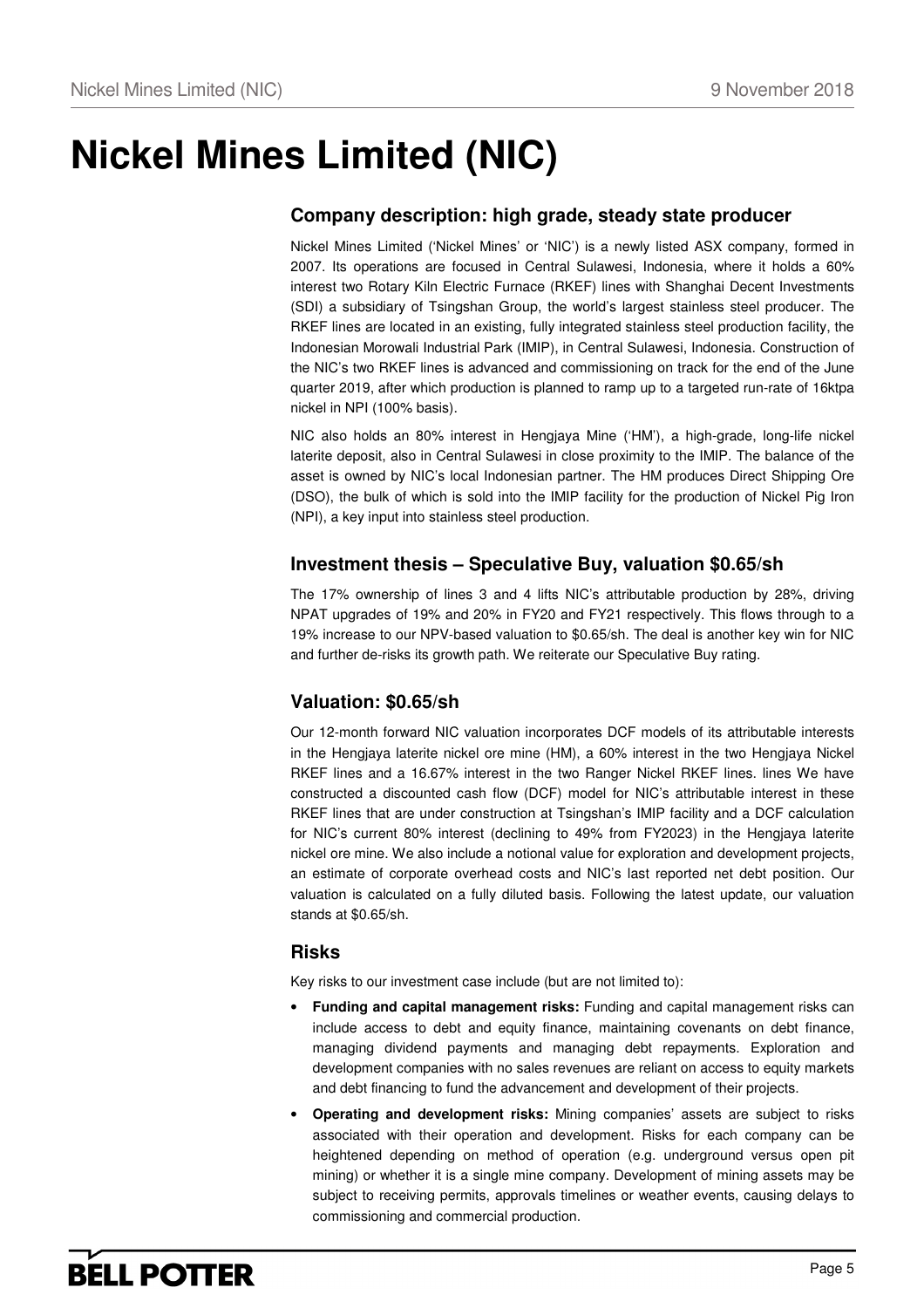# Nickel Mines Limited (NIC)

## Company description: high grade, steady state producer

Nickel Mines Limited ('Nickel Mines' or 'NIC') is a newly listed ASX company, formed in 2007. Its operations are focused in Central Sulawesi, Indonesia, where it holds a 60% interest two Rotary Kiln Electric Furnace (RKEF) lines with Shanghai Decent Investments (SDI) a subsidiary of Tsingshan Group, the world's largest stainless steel producer. The RKEF lines are located in an existing, fully integrated stainless steel production facility, the Indonesian Morowali Industrial Park (IMIP), in Central Sulawesi, Indonesia. Construction of the NIC's two RKEF lines is advanced and commissioning on track for the end of the June quarter 2019, after which production is planned to ramp up to a targeted run-rate of 16ktpa nickel in NPI (100% basis).

NIC also holds an 80% interest in Hengjaya Mine ('HM'), a high-grade, long-life nickel laterite deposit, also in Central Sulawesi in close proximity to the IMIP. The balance of the asset is owned by NIC's local Indonesian partner. The HM produces Direct Shipping Ore (DSO), the bulk of which is sold into the IMIP facility for the production of Nickel Pig Iron (NPI), a key input into stainless steel production.

## Investment thesis – Speculative Buy, valuation $0.65/sh

The 17% ownership of lines 3 and 4 lifts NIC's attributable production by 28%, driving NPAT upgrades of 19% and 20% in FY20 and FY21 respectively. This flows through to a 19% increase to our NPV-based valuation to $0.65/sh. The deal is another key win for NIC and further de-risks its growth path. We reiterate our Speculative Buy rating.

## Valuation: $0.65/sh

Our 12-month forward NIC valuation incorporates DCF models of its attributable interests in the Hengjaya laterite nickel ore mine (HM), a 60% interest in the two Hengjaya Nickel RKEF lines and a 16.67% interest in the two Ranger Nickel RKEF lines. lines We have constructed a discounted cash flow (DCF) model for NIC's attributable interest in these RKEF lines that are under construction at Tsingshan's IMIP facility and a DCF calculation for NIC's current 80% interest (declining to 49% from FY2023) in the Hengjaya laterite nickel ore mine. We also include a notional value for exploration and development projects, an estimate of corporate overhead costs and NIC's last reported net debt position. Our valuation is calculated on a fully diluted basis. Following the latest update, our valuation stands at $0.65/sh.

## Risks

Key risks to our investment case include (but are not limited to):

- **Funding and capital management risks:** Funding and capital management risks can include access to debt and equity finance, maintaining covenants on debt finance, managing dividend payments and managing debt repayments. Exploration and development companies with no sales revenues are reliant on access to equity markets and debt financing to fund the advancement and development of their projects.
- **Operating and development risks:** Mining companies' assets are subject to risks associated with their operation and development. Risks for each company can be heightened depending on method of operation (e.g. underground versus open pit mining) or whether it is a single mine company. Development of mining assets may be subject to receiving permits, approvals timelines or weather events, causing delays to commissioning and commercial production.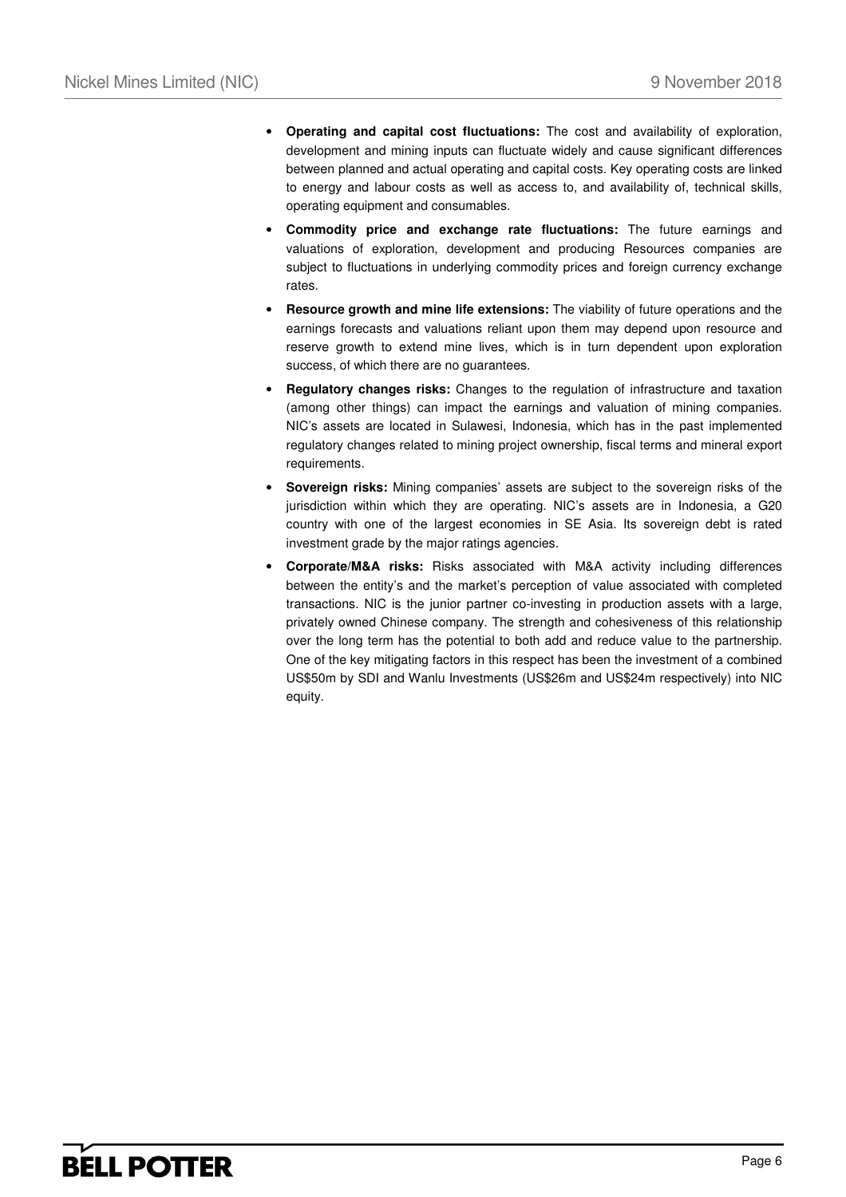- **Operating and capital cost fluctuations:** The cost and availability of exploration, development and mining inputs can fluctuate widely and cause significant differences between planned and actual operating and capital costs. Key operating costs are linked to energy and labour costs as well as access to, and availability of, technical skills, operating equipment and consumables.
- **Commodity price and exchange rate fluctuations:** The future earnings and valuations of exploration, development and producing Resources companies are subject to fluctuations in underlying commodity prices and foreign currency exchange rates.
- **Resource growth and mine life extensions:** The viability of future operations and the earnings forecasts and valuations reliant upon them may depend upon resource and reserve growth to extend mine lives, which is in turn dependent upon exploration success, of which there are no guarantees.
- **Regulatory changes risks:** Changes to the regulation of infrastructure and taxation (among other things) can impact the earnings and valuation of mining companies. NIC's assets are located in Sulawesi, Indonesia, which has in the past implemented regulatory changes related to mining project ownership, fiscal terms and mineral export requirements.
- **Sovereign risks:** Mining companies' assets are subject to the sovereign risks of the jurisdiction within which they are operating. NIC's assets are in Indonesia, a G20 country with one of the largest economies in SE Asia. Its sovereign debt is rated investment grade by the major ratings agencies.
- **Corporate/M&A risks:** Risks associated with M&A activity including differences between the entity's and the market's perception of value associated with completed transactions. NIC is the junior partner co-investing in production assets with a large, privately owned Chinese company. The strength and cohesiveness of this relationship over the long term has the potential to both add and reduce value to the partnership. One of the key mitigating factors in this respect has been the investment of a combined US$50m by SDI and Wanlu Investments (US$26m and US$24m respectively) into NIC equity.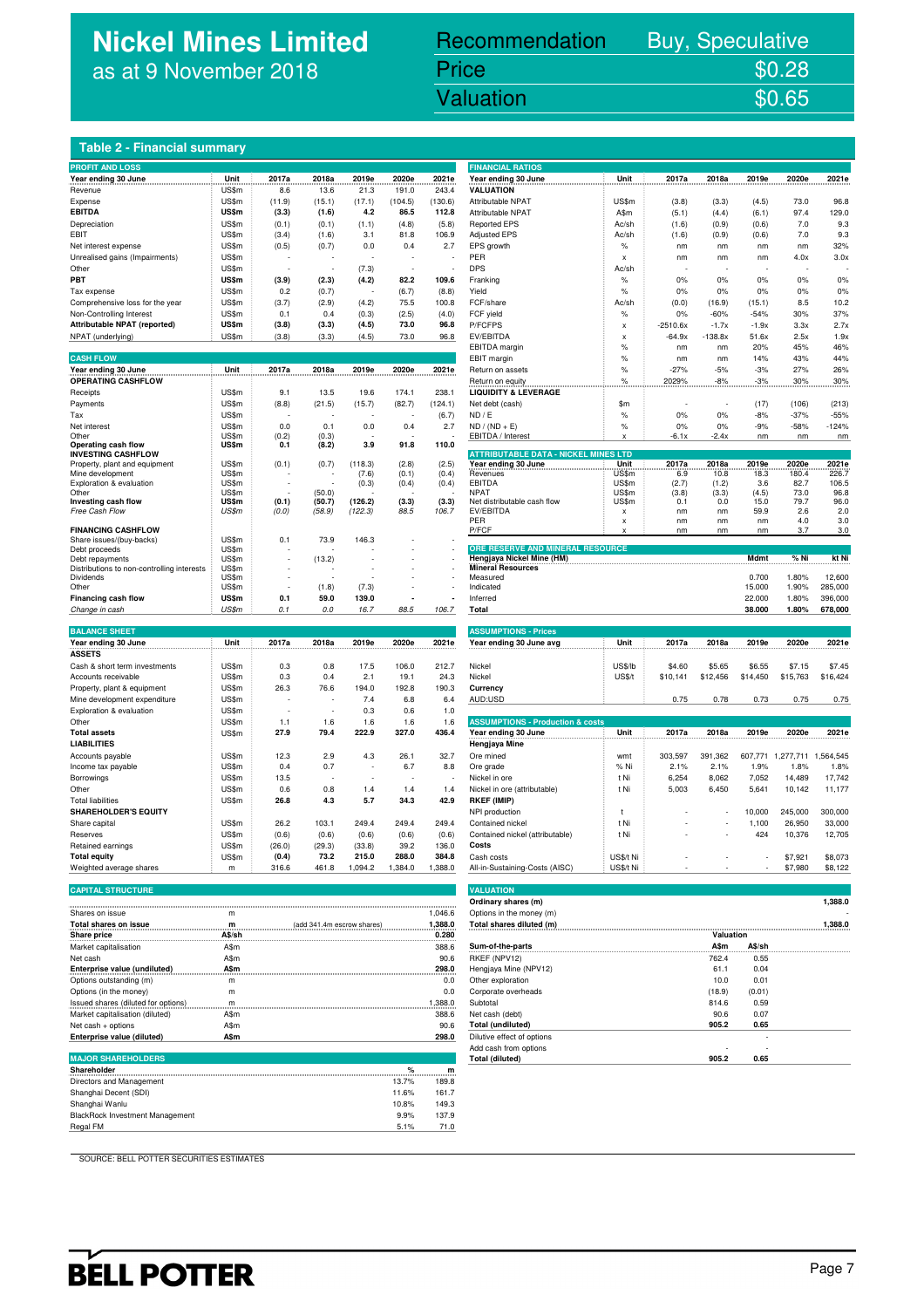# Nickel Mines Limited

as at 9 November 2018

| Recommendation | Buy, Speculative |
|---|---|
| Price | $0.28 |
| Valuation | $0.65 |

## Table 2 - Financial summary

### PROFIT AND LOSS

| Year ending 30 June | Unit | 2017a | 2018a | 2019e | 2020e | 2021e |
|---|---|---|---|---|---|---|
| Revenue | US$m | 8.6 | 13.6 | 21.3 | 191.0 | 243.4 |
| Expense | US$m | (11.9) | (15.1) | (17.1) | (104.5) | (130.6) |
| **EBITDA** | **US$m** | **(3.3)** | **(1.6)** | **4.2** | **86.5** | **112.8** |
| Depreciation | US$m | (0.1) | (0.1) | (1.1) | (4.8) | (5.8) |
| EBIT | US$m | (3.4) | (1.6) | 3.1 | 81.8 | 106.9 |
| Net interest expense | US$m | (0.5) | (0.7) | 0.0 | 0.4 | 2.7 |
| Unrealised gains (Impairments) | US$m | - | - | - | - | - |
| Other | US$m | - | - | (7.3) | - | - |
| **PBT** | **US$m** | **(3.9)** | **(2.3)** | **(4.2)** | **82.2** | **109.6** |
| Tax expense | US$m | 0.2 | (0.7) | - | (6.7) | (8.8) |
| Comprehensive loss for the year | US$m | (3.7) | (2.9) | (4.2) | 75.5 | 100.8 |
| Non-Controlling Interest | US$m | 0.1 | 0.4 | (0.3) | (2.5) | (4.0) |
| **Attributable NPAT (reported)** | **US$m** | **(3.8)** | **(3.3)** | **(4.5)** | **73.0** | **96.8** |
| NPAT (underlying) | US$m | (3.8) | (3.3) | (4.5) | 73.0 | 96.8 |

### CASH FLOW

| Year ending 30 June | Unit | 2017a | 2018a | 2019e | 2020e | 2021e |
|---|---|---|---|---|---|---|
| **OPERATING CASHFLOW** | | | | | | |
| Receipts | US$m | 9.1 | 13.5 | 19.6 | 174.1 | 238.1 |
| Payments | US$m | (8.8) | (21.5) | (15.7) | (82.7) | (124.1) |
| Tax | US$m | - | - | - | - | (6.7) |
| Net interest | US$m | 0.0 | 0.1 | 0.0 | 0.4 | 2.7 |
| Other | US$m | (0.2) | (0.3) | - | - | - |
| **Operating cash flow** | **US$m** | **0.1** | **(8.2)** | **3.9** | **91.8** | **110.0** |
| **INVESTING CASHFLOW** | | | | | | |
| Property, plant and equipment | US$m | (0.1) | (0.7) | (118.3) | (2.8) | (2.5) |
| Mine development | US$m | - | - | (7.6) | (0.1) | (0.4) |
| Exploration & evaluation | US$m | - | - | (0.3) | (0.4) | (0.4) |
| Other | US$m | - | (50.0) | - | - | - |
| **Investing cash flow** | **US$m** | **(0.1)** | **(50.7)** | **(126.2)** | **(3.3)** | **(3.3)** |
| *Free Cash Flow* | *US$m* | *(0.0)* | *(58.9)* | *(122.3)* | *88.5* | *106.7* |
| **FINANCING CASHFLOW** | | | | | | |
| Share issues/(buy-backs) | US$m | 0.1 | 73.9 | 146.3 | - | - |
| Debt proceeds | US$m | - | - | - | - | - |
| Debt repayments | US$m | - | (13.2) | - | - | - |
| Distributions to non-controlling interests | US$m | - | - | - | - | - |
| Dividends | US$m | - | - | - | - | - |
| Other | US$m | - | (1.8) | (7.3) | - | - |
| **Financing cash flow** | **US$m** | **0.1** | **59.0** | **139.0** | **-** | **-** |
| *Change in cash* | *US$m* | *0.1* | *0.0* | *16.7* | *88.5* | *106.7* |

### BALANCE SHEET

| Year ending 30 June | Unit | 2017a | 2018a | 2019e | 2020e | 2021e |
|---|---|---|---|---|---|---|
| **ASSETS** | | | | | | |
| Cash & short term investments | US$m | 0.3 | 0.8 | 17.5 | 106.0 | 212.7 |
| Accounts receivable | US$m | 0.3 | 0.4 | 2.1 | 19.1 | 24.3 |
| Property, plant & equipment | US$m | 26.3 | 76.6 | 194.0 | 192.8 | 190.3 |
| Mine development expenditure | US$m | - | - | 7.4 | 6.8 | 6.4 |
| Exploration & evaluation | US$m | - | - | 0.3 | 0.6 | 1.0 |
| Other | US$m | 1.1 | 1.6 | 1.6 | 1.6 | 1.6 |
| **Total assets** | US$m | **27.9** | **79.4** | **222.9** | **327.0** | **436.4** |
| **LIABILITIES** | | | | | | |
| Accounts payable | US$m | 12.3 | 2.9 | 4.3 | 26.1 | 32.7 |
| Income tax payable | US$m | 0.4 | 0.7 | - | 6.7 | 8.8 |
| Borrowings | US$m | 13.5 | - | - | - | - |
| Other | US$m | 0.6 | 0.8 | 1.4 | 1.4 | 1.4 |
| Total liabilities | US$m | **26.8** | **4.3** | **5.7** | **34.3** | **42.9** |
| **SHAREHOLDER'S EQUITY** | | | | | | |
| Share capital | US$m | 26.2 | 103.1 | 249.4 | 249.4 | 249.4 |
| Reserves | US$m | (0.6) | (0.6) | (0.6) | (0.6) | (0.6) |
| Retained earnings | US$m | (26.0) | (29.3) | (33.8) | 39.2 | 136.0 |
| **Total equity** | US$m | **(0.4)** | **73.2** | **215.0** | **288.0** | **384.8** |
| Weighted average shares | m | 316.6 | 461.8 | 1,094.2 | 1,384.0 | 1,388.0 |

### CAPITAL STRUCTURE

| | Unit | | |
|---|---|---|---|
| Shares on issue | m | | 1,046.6 |
| **Total shares on issue** | **m** | (add 341.4m escrow shares) | **1,388.0** |
| **Share price** | **A$/sh** | | **0.280** |
| Market capitalisation | A$m | | 388.6 |
| Net cash | A$m | | 90.6 |
| **Enterprise value (undiluted)** | **A$m** | | **298.0** |
| Options outstanding (m) | m | | 0.0 |
| Options (in the money) | m | | 0.0 |
| Issued shares (diluted for options) | m | | 1,388.0 |
| Market capitalisation (diluted) | A$m | | 388.6 |
| Net cash + options | A$m | | 90.6 |
| **Enterprise value (diluted)** | **A$m** | | **298.0** |

### MAJOR SHAREHOLDERS

| Shareholder | % | m |
|---|---|---|
| Directors and Management | 13.7% | 189.8 |
| Shanghai Decent (SDI) | 11.6% | 161.7 |
| Shanghai Wanlu | 10.8% | 149.3 |
| BlackRock Investment Management | 9.9% | 137.9 |
| Regal FM | 5.1% | 71.0 |

### FINANCIAL RATIOS

| Year ending 30 June | Unit | 2017a | 2018a | 2019e | 2020e | 2021e |
|---|---|---|---|---|---|---|
| **VALUATION** | | | | | | |
| Attributable NPAT | US$m | (3.8) | (3.3) | (4.5) | 73.0 | 96.8 |
| Attributable NPAT | A$m | (5.1) | (4.4) | (6.1) | 97.4 | 129.0 |
| Reported EPS | Ac/sh | (1.6) | (0.9) | (0.6) | 7.0 | 9.3 |
| Adjusted EPS | Ac/sh | (1.6) | (0.9) | (0.6) | 7.0 | 9.3 |
| EPS growth | % | nm | nm | nm | nm | 32% |
| PER | x | nm | nm | nm | 4.0x | 3.0x |
| DPS | Ac/sh | - | - | - | - | - |
| Franking | % | 0% | 0% | 0% | 0% | 0% |
| Yield | % | 0% | 0% | 0% | 0% | 0% |
| FCF/share | Ac/sh | (0.0) | (16.9) | (15.1) | 8.5 | 10.2 |
| FCF yield | % | 0% | -60% | -54% | 30% | 37% |
| P/FCFPS | x | -2510.6x | -1.7x | -1.9x | 3.3x | 2.7x |
| EV/EBITDA | x | -64.9x | -138.8x | 51.6x | 2.5x | 1.9x |
| EBITDA margin | % | nm | nm | 20% | 45% | 46% |
| EBIT margin | % | nm | nm | 14% | 43% | 44% |
| Return on assets | % | -27% | -5% | -3% | 27% | 26% |
| Return on equity | % | 2029% | -8% | -3% | 30% | 30% |
| **LIQUIDITY & LEVERAGE** | | | | | | |
| Net debt (cash) | $m | - | - | (17) | (106) | (213) |
| ND / E | % | 0% | 0% | -8% | -37% | -55% |
| ND / (ND + E) | % | 0% | 0% | -9% | -58% | -124% |
| EBITDA / Interest | x | -6.1x | -2.4x | nm | nm | nm |

### ATTRIBUTABLE DATA - NICKEL MINES LTD

| Year ending 30 June | Unit | 2017a | 2018a | 2019e | 2020e | 2021e |
|---|---|---|---|---|---|---|
| Revenues | US$m | 6.9 | 10.8 | 18.3 | 180.4 | 226.7 |
| EBITDA | US$m | (2.7) | (1.2) | 3.6 | 82.7 | 106.5 |
| NPAT | US$m | (3.8) | (3.3) | (4.5) | 73.0 | 96.8 |
| Net distributable cash flow | US$m | 0.1 | 0.0 | 15.0 | 79.7 | 96.0 |
| EV/EBITDA | x | nm | nm | 59.9 | 2.6 | 2.0 |
| PER | x | nm | nm | nm | 4.0 | 3.0 |
| P/FCF | x | nm | nm | nm | 3.7 | 3.0 |

### ORE RESERVE AND MINERAL RESOURCE

| Hengjaya Nickel Mine (HM) | Mdmt | % Ni | kt Ni |
|---|---|---|---|
| **Mineral Resources** | | | |
| Measured | 0.700 | 1.80% | 12,600 |
| Indicated | 15.000 | 1.90% | 285,000 |
| Inferred | 22.000 | 1.80% | 396,000 |
| **Total** | **38.000** | **1.80%** | **678,000** |

### ASSUMPTIONS - Prices

| Year ending 30 June avg | Unit | 2017a | 2018a | 2019e | 2020e | 2021e |
|---|---|---|---|---|---|---|
| Nickel | US$/lb | $4.60 | $5.65 | $6.55 | $7.15 | $7.45 |
| Nickel | US$/t | $10,141 | $12,456 | $14,450 | $15,763 | $16,424 |
| **Currency** | | | | | | |
| AUD:USD | | 0.75 | 0.78 | 0.73 | 0.75 | 0.75 |

### ASSUMPTIONS - Production & costs

| Year ending 30 June | Unit | 2017a | 2018a | 2019e | 2020e | 2021e |
|---|---|---|---|---|---|---|
| **Hengjaya Mine** | | | | | | |
| Ore mined | wmt | 303,597 | 391,362 | 607,771 | 1,277,711 | 1,564,545 |
| Ore grade | % Ni | 2.1% | 2.1% | 1.9% | 1.8% | 1.8% |
| Nickel in ore | t Ni | 6,254 | 8,062 | 7,052 | 14,489 | 17,742 |
| Nickel in ore (attributable) | t Ni | 5,003 | 6,450 | 5,641 | 10,142 | 11,177 |
| **RKEF (IMIP)** | | | | | | |
| NPI production | t | - | - | 10,000 | 245,000 | 300,000 |
| Contained nickel | t Ni | - | - | 1,100 | 26,950 | 33,000 |
| Contained nickel (attributable) | t Ni | - | - | 424 | 10,376 | 12,705 |
| **Costs** | | | | | | |
| Cash costs | US$/t Ni | - | - | - | $7,921 | $8,073 |
| All-in-Sustaining-Costs (AISC) | US$/t Ni | - | - | - | $7,980 | $8,122 |

### VALUATION

| | | |
|---|---|---|
| Ordinary shares (m) | | 1,388.0 |
| Options in the money (m) | | - |
| **Total shares diluted (m)** | | **1,388.0** |

| | Valuation | |
|---|---|---|
| **Sum-of-the-parts** | **A$m** | **A$/sh** |
| RKEF (NPV12) | 762.4 | 0.55 |
| Hengjaya Mine (NPV12) | 61.1 | 0.04 |
| Other exploration | 10.0 | 0.01 |
| Corporate overheads | (18.9) | (0.01) |
| Subtotal | 814.6 | 0.59 |
| Net cash (debt) | 90.6 | 0.07 |
| **Total (undiluted)** | **905.2** | **0.65** |
| Dilutive effect of options | | - |
| Add cash from options | - | - |
| **Total (diluted)** | **905.2** | **0.65** |

SOURCE: BELL POTTER SECURITIES ESTIMATES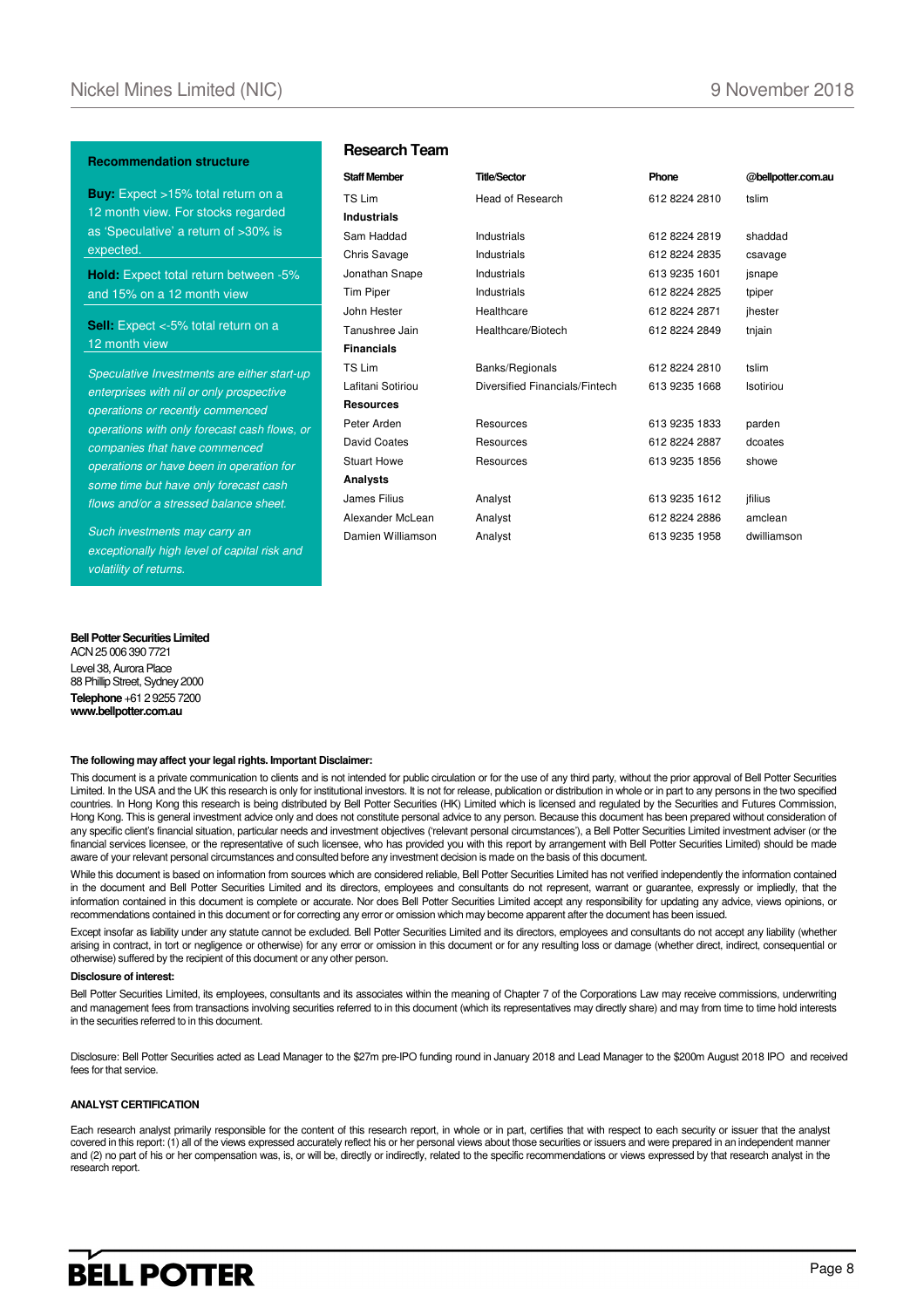**Recommendation structure**

**Buy:** Expect >15% total return on a 12 month view. For stocks regarded as 'Speculative' a return of >30% is expected.

**Hold:** Expect total return between -5% and 15% on a 12 month view

**Sell:** Expect <-5% total return on a 12 month view

*Speculative Investments are either start-up enterprises with nil or only prospective operations or recently commenced operations with only forecast cash flows, or companies that have commenced operations or have been in operation for some time but have only forecast cash flows and/or a stressed balance sheet.*

*Such investments may carry an exceptionally high level of capital risk and volatility of returns.*

## Research Team

| Staff Member | Title/Sector | Phone | @bellpotter.com.au |
|---|---|---|---|
| TS Lim | Head of Research | 612 8224 2810 | tslim |
| **Industrials** | | | |
| Sam Haddad | Industrials | 612 8224 2819 | shaddad |
| Chris Savage | Industrials | 612 8224 2835 | csavage |
| Jonathan Snape | Industrials | 613 9235 1601 | jsnape |
| Tim Piper | Industrials | 612 8224 2825 | tpiper |
| John Hester | Healthcare | 612 8224 2871 | jhester |
| Tanushree Jain | Healthcare/Biotech | 612 8224 2849 | tnjain |
| **Financials** | | | |
| TS Lim | Banks/Regionals | 612 8224 2810 | tslim |
| Lafitani Sotiriou | Diversified Financials/Fintech | 613 9235 1668 | lsotiriou |
| **Resources** | | | |
| Peter Arden | Resources | 613 9235 1833 | parden |
| David Coates | Resources | 612 8224 2887 | dcoates |
| Stuart Howe | Resources | 613 9235 1856 | showe |
| **Analysts** | | | |
| James Filius | Analyst | 613 9235 1612 | jfilius |
| Alexander McLean | Analyst | 612 8224 2886 | amclean |
| Damien Williamson | Analyst | 613 9235 1958 | dwilliamson |

**Bell Potter Securities Limited**
ACN 25 006 390 7721
Level 38, Aurora Place
88 Phillip Street, Sydney 2000
**Telephone** +61 2 9255 7200
**www.bellpotter.com.au**

**The following may affect your legal rights. Important Disclaimer:**

This document is a private communication to clients and is not intended for public circulation or for the use of any third party, without the prior approval of Bell Potter Securities Limited. In the USA and the UK this research is only for institutional investors. It is not for release, publication or distribution in whole or in part to any persons in the two specified countries. In Hong Kong this research is being distributed by Bell Potter Securities (HK) Limited which is licensed and regulated by the Securities and Futures Commission, Hong Kong. This is general investment advice only and does not constitute personal advice to any person. Because this document has been prepared without consideration of any specific client's financial situation, particular needs and investment objectives ('relevant personal circumstances'), a Bell Potter Securities Limited investment adviser (or the financial services licensee, or the representative of such licensee, who has provided you with this report by arrangement with Bell Potter Securities Limited) should be made aware of your relevant personal circumstances and consulted before any investment decision is made on the basis of this document.

While this document is based on information from sources which are considered reliable, Bell Potter Securities Limited has not verified independently the information contained in the document and Bell Potter Securities Limited and its directors, employees and consultants do not represent, warrant or guarantee, expressly or impliedly, that the information contained in this document is complete or accurate. Nor does Bell Potter Securities Limited accept any responsibility for updating any advice, views opinions, or recommendations contained in this document or for correcting any error or omission which may become apparent after the document has been issued.

Except insofar as liability under any statute cannot be excluded. Bell Potter Securities Limited and its directors, employees and consultants do not accept any liability (whether arising in contract, in tort or negligence or otherwise) for any error or omission in this document or for any resulting loss or damage (whether direct, indirect, consequential or otherwise) suffered by the recipient of this document or any other person.

**Disclosure of interest:**

Bell Potter Securities Limited, its employees, consultants and its associates within the meaning of Chapter 7 of the Corporations Law may receive commissions, underwriting and management fees from transactions involving securities referred to in this document (which its representatives may directly share) and may from time to time hold interests in the securities referred to in this document.

Disclosure: Bell Potter Securities acted as Lead Manager to the $27m pre-IPO funding round in January 2018 and Lead Manager to the $200m August 2018 IPO and received fees for that service.

**ANALYST CERTIFICATION**

Each research analyst primarily responsible for the content of this research report, in whole or in part, certifies that with respect to each security or issuer that the analyst covered in this report: (1) all of the views expressed accurately reflect his or her personal views about those securities or issuers and were prepared in an independent manner and (2) no part of his or her compensation was, is, or will be, directly or indirectly, related to the specific recommendations or views expressed by that research analyst in the research report.